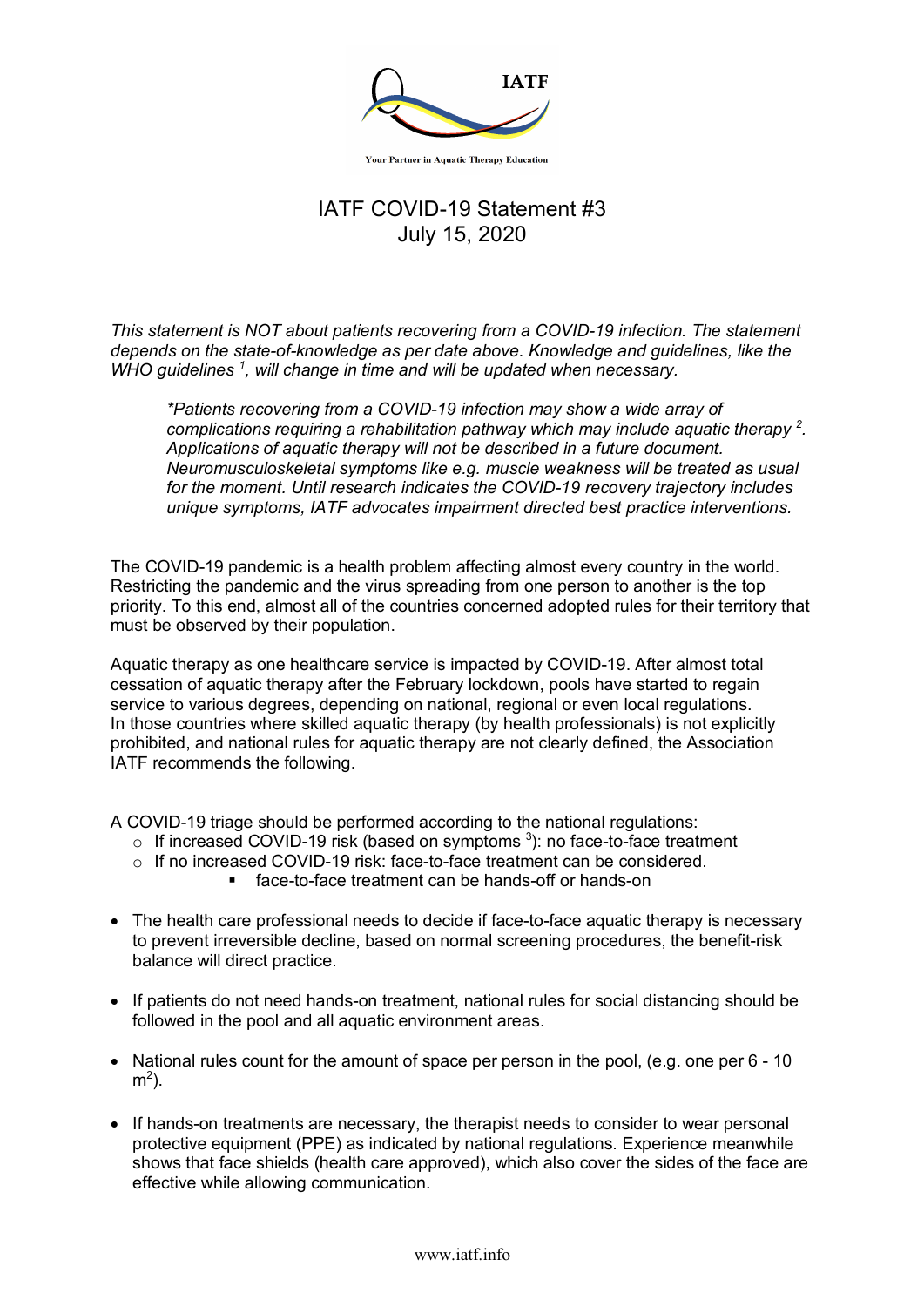IATF

Your Partner in Aquatic Therapy Education

# IATF COVID-19 Statement #3
# July 15, 2020

*This statement is NOT about patients recovering from a COVID-19 infection. The statement depends on the state-of-knowledge as per date above. Knowledge and guidelines, like the WHO guidelines [1], will change in time and will be updated when necessary.*

> *\*Patients recovering from a COVID-19 infection may show a wide array of complications requiring a rehabilitation pathway which may include aquatic therapy [2]. Applications of aquatic therapy will not be described in a future document. Neuromusculoskeletal symptoms like e.g. muscle weakness will be treated as usual for the moment. Until research indicates the COVID-19 recovery trajectory includes unique symptoms, IATF advocates impairment directed best practice interventions.*

The COVID-19 pandemic is a health problem affecting almost every country in the world. Restricting the pandemic and the virus spreading from one person to another is the top priority. To this end, almost all of the countries concerned adopted rules for their territory that must be observed by their population.

Aquatic therapy as one healthcare service is impacted by COVID-19. After almost total cessation of aquatic therapy after the February lockdown, pools have started to regain service to various degrees, depending on national, regional or even local regulations. In those countries where skilled aquatic therapy (by health professionals) is not explicitly prohibited, and national rules for aquatic therapy are not clearly defined, the Association IATF recommends the following.

A COVID-19 triage should be performed according to the national regulations:

- If increased COVID-19 risk (based on symptoms [3]): no face-to-face treatment
- If no increased COVID-19 risk: face-to-face treatment can be considered.
  - face-to-face treatment can be hands-off or hands-on

- The health care professional needs to decide if face-to-face aquatic therapy is necessary to prevent irreversible decline, based on normal screening procedures, the benefit-risk balance will direct practice.
- If patients do not need hands-on treatment, national rules for social distancing should be followed in the pool and all aquatic environment areas.
- National rules count for the amount of space per person in the pool, (e.g. one per 6 - 10 $m^2$).
- If hands-on treatments are necessary, the therapist needs to consider to wear personal protective equipment (PPE) as indicated by national regulations. Experience meanwhile shows that face shields (health care approved), which also cover the sides of the face are effective while allowing communication.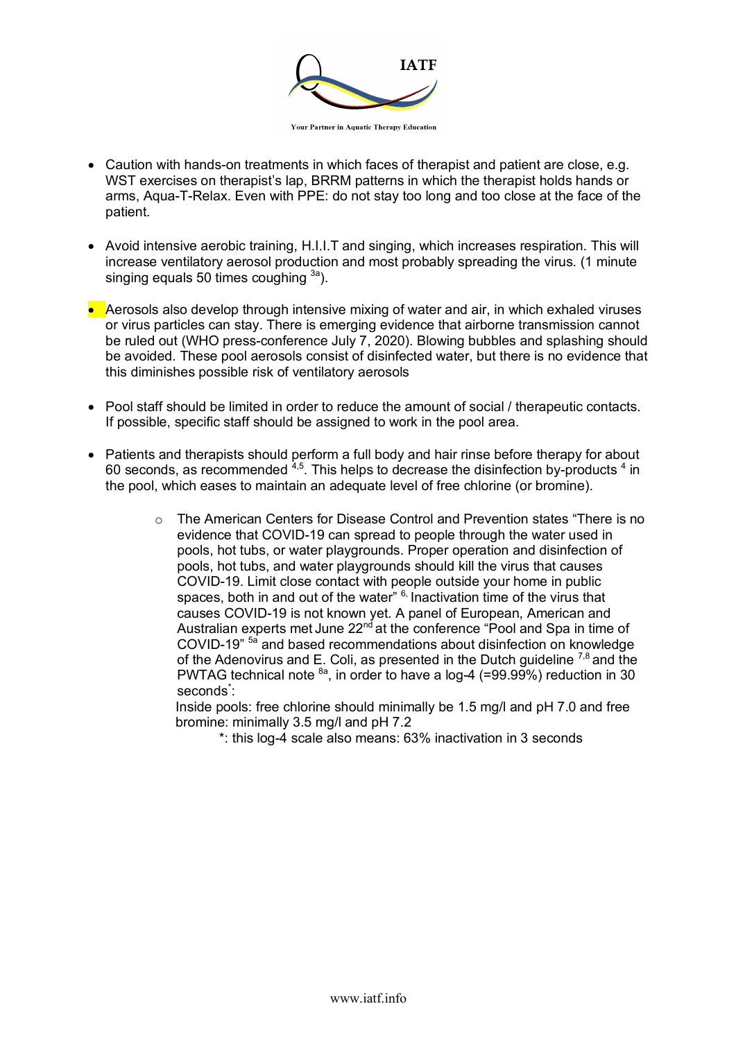- Caution with hands-on treatments in which faces of therapist and patient are close, e.g. WST exercises on therapist's lap, BRRM patterns in which the therapist holds hands or arms, Aqua-T-Relax. Even with PPE: do not stay too long and too close at the face of the patient.

- Avoid intensive aerobic training, H.I.I.T and singing, which increases respiration. This will increase ventilatory aerosol production and most probably spreading the virus. (1 minute singing equals 50 times coughing [3a]).

- Aerosols also develop through intensive mixing of water and air, in which exhaled viruses or virus particles can stay. There is emerging evidence that airborne transmission cannot be ruled out (WHO press-conference July 7, 2020). Blowing bubbles and splashing should be avoided. These pool aerosols consist of disinfected water, but there is no evidence that this diminishes possible risk of ventilatory aerosols

- Pool staff should be limited in order to reduce the amount of social / therapeutic contacts. If possible, specific staff should be assigned to work in the pool area.

- Patients and therapists should perform a full body and hair rinse before therapy for about 60 seconds, as recommended [4,5]. This helps to decrease the disinfection by-products [4] in the pool, which eases to maintain an adequate level of free chlorine (or bromine).

  - The American Centers for Disease Control and Prevention states "There is no evidence that COVID-19 can spread to people through the water used in pools, hot tubs, or water playgrounds. Proper operation and disinfection of pools, hot tubs, and water playgrounds should kill the virus that causes COVID-19. Limit close contact with people outside your home in public spaces, both in and out of the water" [6]. Inactivation time of the virus that causes COVID-19 is not known yet. A panel of European, American and Australian experts met June 22nd at the conference "Pool and Spa in time of COVID-19" [5a] and based recommendations about disinfection on knowledge of the Adenovirus and E. Coli, as presented in the Dutch guideline [7,8] and the PWTAG technical note [8a], in order to have a log-4 (=99.99%) reduction in 30 seconds*:

    Inside pools: free chlorine should minimally be 1.5 mg/l and pH 7.0 and free bromine: minimally 3.5 mg/l and pH 7.2

    *: this log-4 scale also means: 63% inactivation in 3 seconds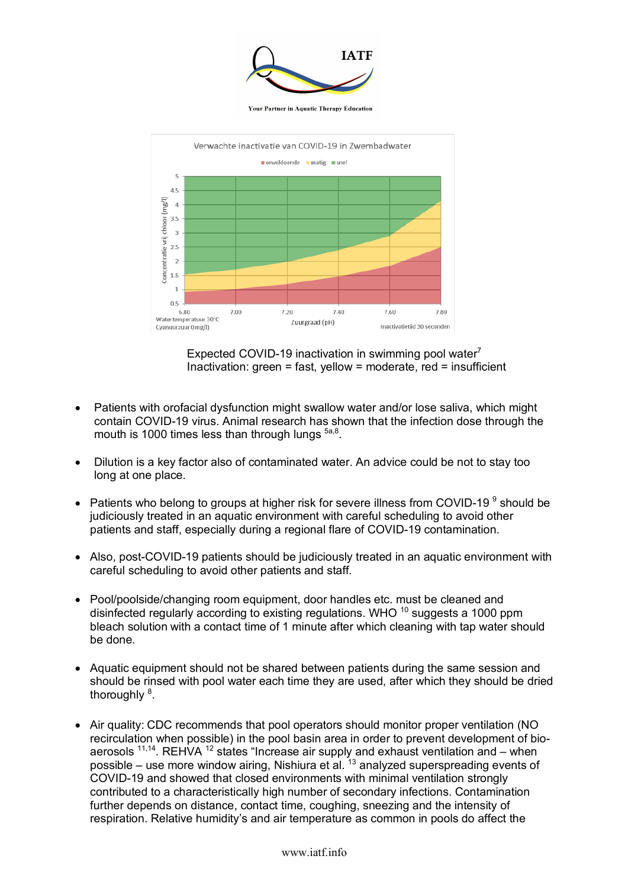Expected COVID-19 inactivation in swimming pool water[7]
Inactivation: green = fast, yellow = moderate, red = insufficient

- Patients with orofacial dysfunction might swallow water and/or lose saliva, which might contain COVID-19 virus. Animal research has shown that the infection dose through the mouth is 1000 times less than through lungs [5a,8].

- Dilution is a key factor also of contaminated water. An advice could be not to stay too long at one place.

- Patients who belong to groups at higher risk for severe illness from COVID-19 [9] should be judiciously treated in an aquatic environment with careful scheduling to avoid other patients and staff, especially during a regional flare of COVID-19 contamination.

- Also, post-COVID-19 patients should be judiciously treated in an aquatic environment with careful scheduling to avoid other patients and staff.

- Pool/poolside/changing room equipment, door handles etc. must be cleaned and disinfected regularly according to existing regulations. WHO [10] suggests a 1000 ppm bleach solution with a contact time of 1 minute after which cleaning with tap water should be done.

- Aquatic equipment should not be shared between patients during the same session and should be rinsed with pool water each time they are used, after which they should be dried thoroughly [8].

- Air quality: CDC recommends that pool operators should monitor proper ventilation (NO recirculation when possible) in the pool basin area in order to prevent development of bio-aerosols [11,14]. REHVA [12] states "Increase air supply and exhaust ventilation and – when possible – use more window airing, Nishiura et al. [13] analyzed superspreading events of COVID-19 and showed that closed environments with minimal ventilation strongly contributed to a characteristically high number of secondary infections. Contamination further depends on distance, contact time, coughing, sneezing and the intensity of respiration. Relative humidity's and air temperature as common in pools do affect the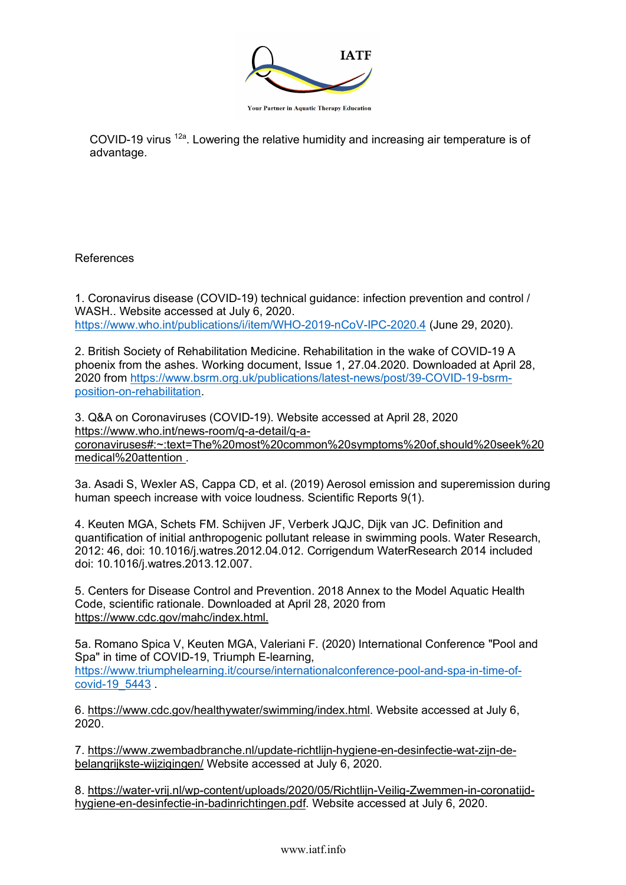COVID-19 virus [12a]. Lowering the relative humidity and increasing air temperature is of advantage.

References

1. Coronavirus disease (COVID-19) technical guidance: infection prevention and control / WASH.. Website accessed at July 6, 2020. https://www.who.int/publications/i/item/WHO-2019-nCoV-IPC-2020.4 (June 29, 2020).

2. British Society of Rehabilitation Medicine. Rehabilitation in the wake of COVID-19 A phoenix from the ashes. Working document, Issue 1, 27.04.2020. Downloaded at April 28, 2020 from https://www.bsrm.org.uk/publications/latest-news/post/39-COVID-19-bsrm-position-on-rehabilitation.

3. Q&A on Coronaviruses (COVID-19). Website accessed at April 28, 2020 https://www.who.int/news-room/q-a-detail/q-a-coronaviruses#:~:text=The%20most%20common%20symptoms%20of,should%20seek%20medical%20attention .

3a. Asadi S, Wexler AS, Cappa CD, et al. (2019) Aerosol emission and superemission during human speech increase with voice loudness. Scientific Reports 9(1).

4. Keuten MGA, Schets FM. Schijven JF, Verberk JQJC, Dijk van JC. Definition and quantification of initial anthropogenic pollutant release in swimming pools. Water Research, 2012: 46, doi: 10.1016/j.watres.2012.04.012. Corrigendum WaterResearch 2014 included doi: 10.1016/j.watres.2013.12.007.

5. Centers for Disease Control and Prevention. 2018 Annex to the Model Aquatic Health Code, scientific rationale. Downloaded at April 28, 2020 from https://www.cdc.gov/mahc/index.html.

5a. Romano Spica V, Keuten MGA, Valeriani F. (2020) International Conference "Pool and Spa" in time of COVID-19, Triumph E-learning, https://www.triumphelearning.it/course/internationalconference-pool-and-spa-in-time-of-covid-19_5443 .

6. https://www.cdc.gov/healthywater/swimming/index.html. Website accessed at July 6, 2020.

7. https://www.zwembadbranche.nl/update-richtlijn-hygiene-en-desinfectie-wat-zijn-de-belangrijkste-wijzigingen/ Website accessed at July 6, 2020.

8. https://water-vrij.nl/wp-content/uploads/2020/05/Richtlijn-Veilig-Zwemmen-in-coronatijd-hygiene-en-desinfectie-in-badinrichtingen.pdf. Website accessed at July 6, 2020.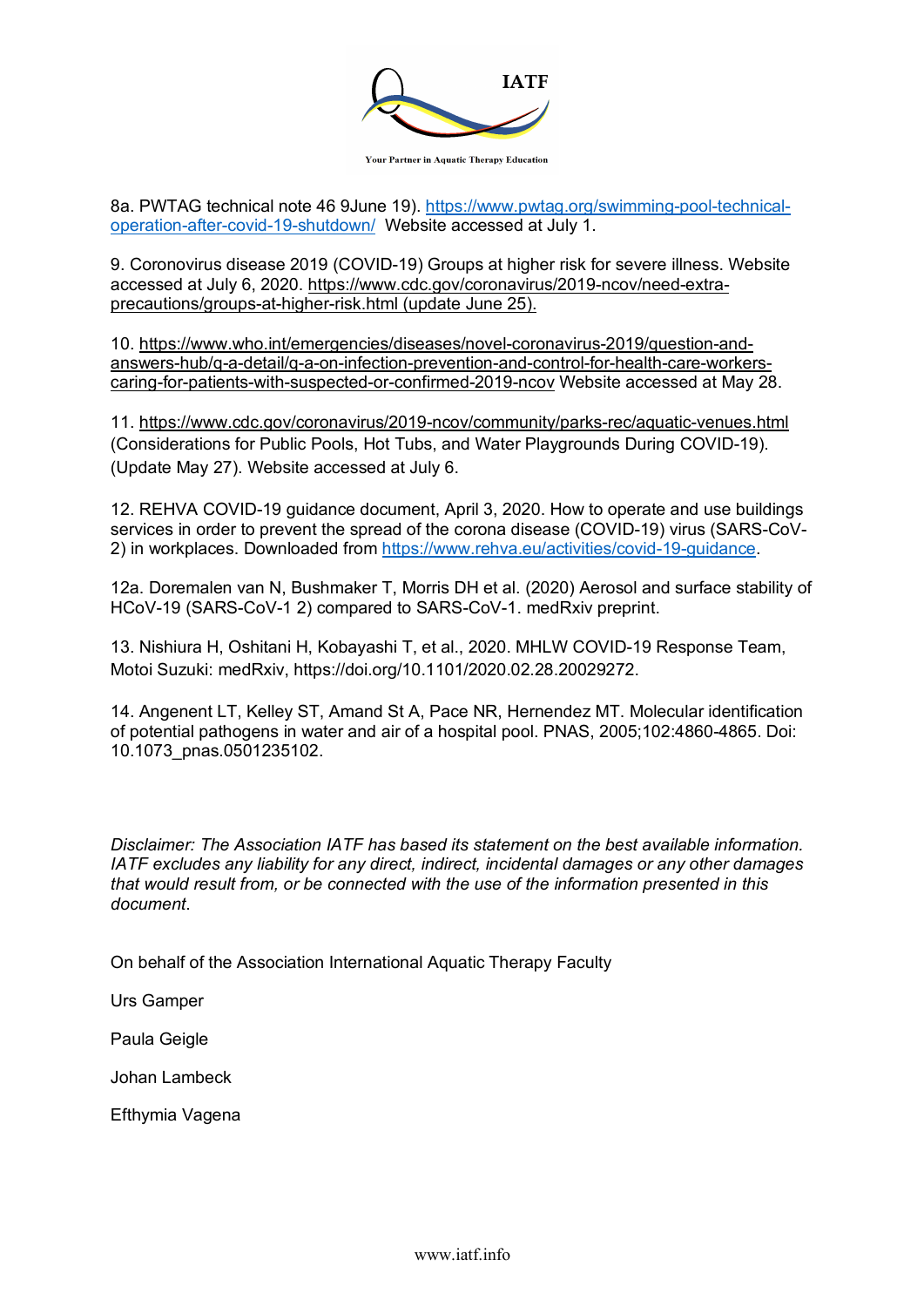8a. PWTAG technical note 46 9June 19). https://www.pwtag.org/swimming-pool-technical-operation-after-covid-19-shutdown/ Website accessed at July 1.

9. Coronovirus disease 2019 (COVID-19) Groups at higher risk for severe illness. Website accessed at July 6, 2020. https://www.cdc.gov/coronavirus/2019-ncov/need-extra-precautions/groups-at-higher-risk.html (update June 25).

10. https://www.who.int/emergencies/diseases/novel-coronavirus-2019/question-and-answers-hub/q-a-detail/q-a-on-infection-prevention-and-control-for-health-care-workers-caring-for-patients-with-suspected-or-confirmed-2019-ncov Website accessed at May 28.

11. https://www.cdc.gov/coronavirus/2019-ncov/community/parks-rec/aquatic-venues.html (Considerations for Public Pools, Hot Tubs, and Water Playgrounds During COVID-19). (Update May 27). Website accessed at July 6.

12. REHVA COVID-19 guidance document, April 3, 2020. How to operate and use buildings services in order to prevent the spread of the corona disease (COVID-19) virus (SARS-CoV-2) in workplaces. Downloaded from https://www.rehva.eu/activities/covid-19-guidance.

12a. Doremalen van N, Bushmaker T, Morris DH et al. (2020) Aerosol and surface stability of HCoV-19 (SARS-CoV-1 2) compared to SARS-CoV-1. medRxiv preprint.

13. Nishiura H, Oshitani H, Kobayashi T, et al., 2020. MHLW COVID-19 Response Team, Motoi Suzuki: medRxiv, https://doi.org/10.1101/2020.02.28.20029272.

14. Angenent LT, Kelley ST, Amand St A, Pace NR, Hernendez MT. Molecular identification of potential pathogens in water and air of a hospital pool. PNAS, 2005;102:4860-4865. Doi: 10.1073_pnas.0501235102.

*Disclaimer: The Association IATF has based its statement on the best available information. IATF excludes any liability for any direct, indirect, incidental damages or any other damages that would result from, or be connected with the use of the information presented in this document.*

On behalf of the Association International Aquatic Therapy Faculty

Urs Gamper

Paula Geigle

Johan Lambeck

Efthymia Vagena